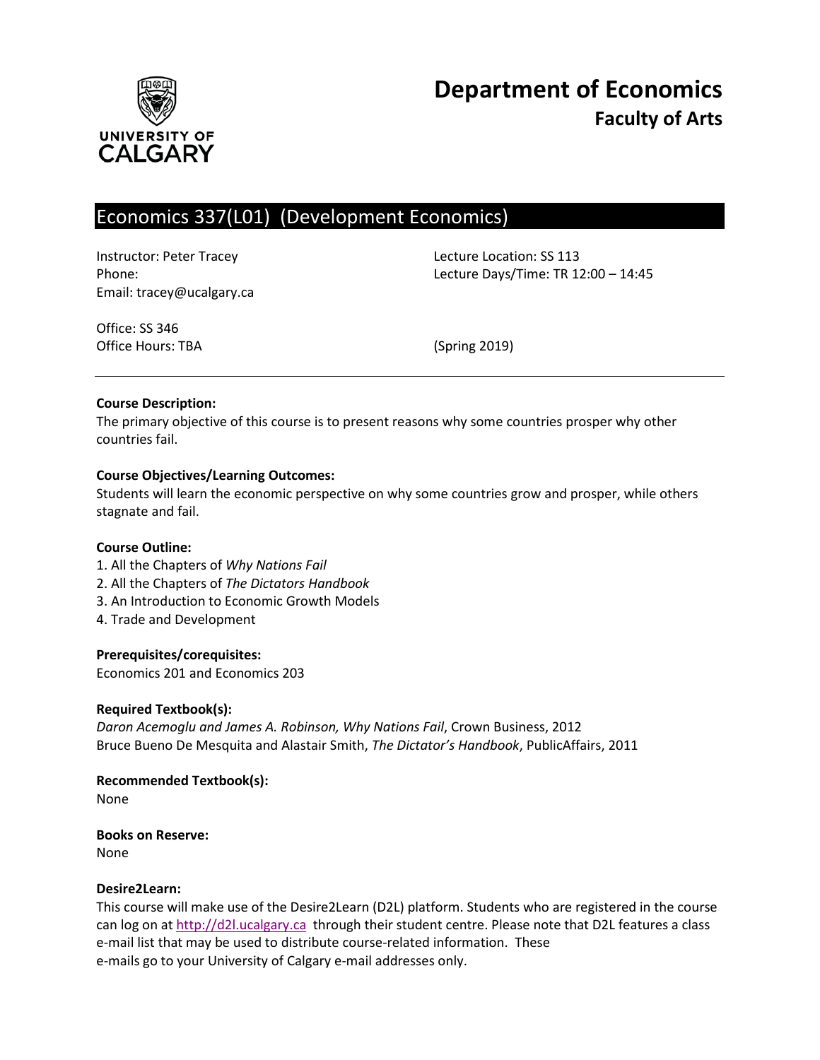# Department of Economics
## Faculty of Arts

UNIVERSITY OF CALGARY

## Economics 337(L01) (Development Economics)

Instructor: Peter Tracey
Phone:
Email: tracey@ucalgary.ca

Lecture Location: SS 113
Lecture Days/Time: TR 12:00 – 14:45

Office: SS 346
Office Hours: TBA

(Spring 2019)

---

**Course Description:**
The primary objective of this course is to present reasons why some countries prosper why other countries fail.

**Course Objectives/Learning Outcomes:**
Students will learn the economic perspective on why some countries grow and prosper, while others stagnate and fail.

**Course Outline:**

1. All the Chapters of *Why Nations Fail*
2. All the Chapters of *The Dictators Handbook*
3. An Introduction to Economic Growth Models
4. Trade and Development

**Prerequisites/corequisites:**
Economics 201 and Economics 203

**Required Textbook(s):**
*Daron Acemoglu and James A. Robinson, Why Nations Fail*, Crown Business, 2012
Bruce Bueno De Mesquita and Alastair Smith, *The Dictator's Handbook*, PublicAffairs, 2011

**Recommended Textbook(s):**
None

**Books on Reserve:**
None

**Desire2Learn:**
This course will make use of the Desire2Learn (D2L) platform. Students who are registered in the course can log on at http://d2l.ucalgary.ca through their student centre. Please note that D2L features a class e-mail list that may be used to distribute course-related information. These e-mails go to your University of Calgary e-mail addresses only.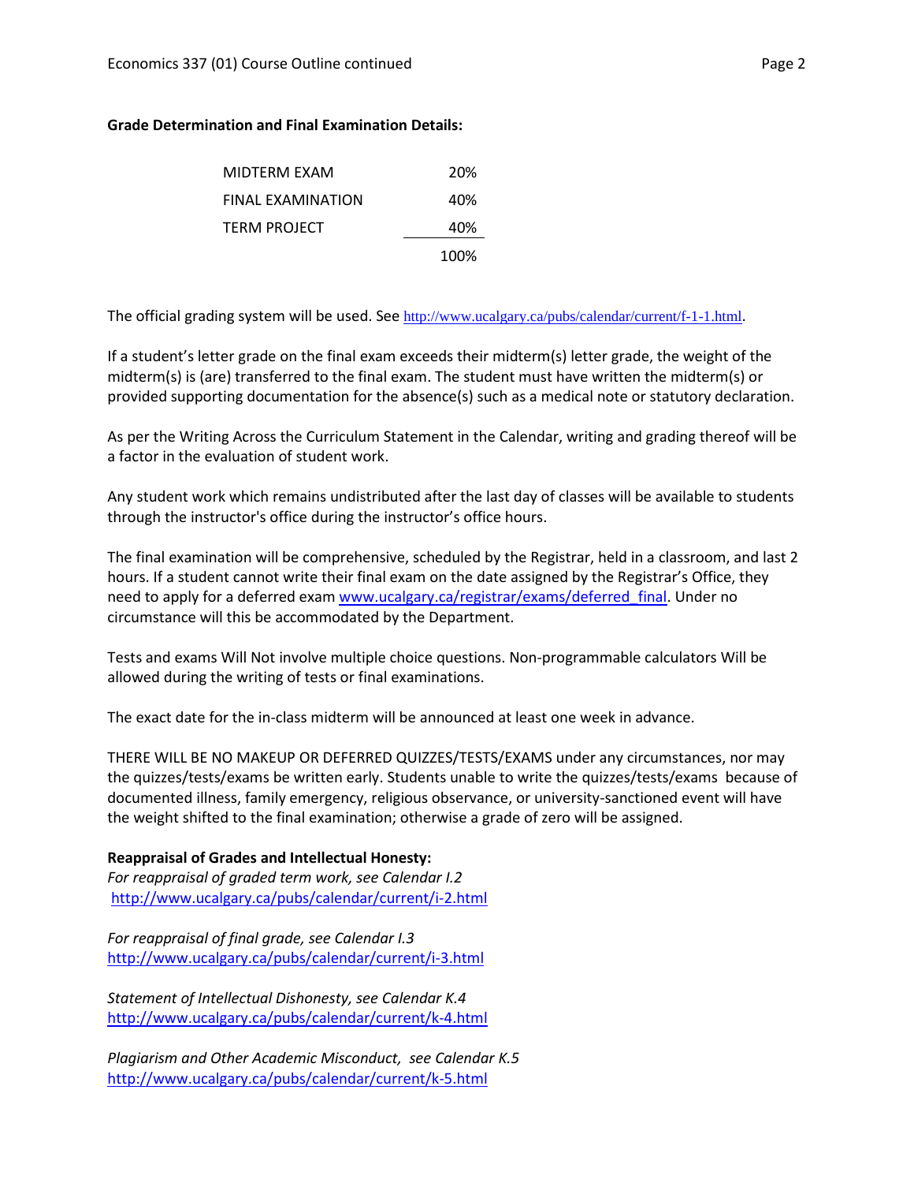**Grade Determination and Final Examination Details:**

| | |
|---|---|
| MIDTERM EXAM | 20% |
| FINAL EXAMINATION | 40% |
| TERM PROJECT | 40% |
| | 100% |

The official grading system will be used. See http://www.ucalgary.ca/pubs/calendar/current/f-1-1.html.

If a student's letter grade on the final exam exceeds their midterm(s) letter grade, the weight of the midterm(s) is (are) transferred to the final exam. The student must have written the midterm(s) or provided supporting documentation for the absence(s) such as a medical note or statutory declaration.

As per the Writing Across the Curriculum Statement in the Calendar, writing and grading thereof will be a factor in the evaluation of student work.

Any student work which remains undistributed after the last day of classes will be available to students through the instructor's office during the instructor's office hours.

The final examination will be comprehensive, scheduled by the Registrar, held in a classroom, and last 2 hours. If a student cannot write their final exam on the date assigned by the Registrar's Office, they need to apply for a deferred exam www.ucalgary.ca/registrar/exams/deferred_final. Under no circumstance will this be accommodated by the Department.

Tests and exams Will Not involve multiple choice questions. Non-programmable calculators Will be allowed during the writing of tests or final examinations.

The exact date for the in-class midterm will be announced at least one week in advance.

THERE WILL BE NO MAKEUP OR DEFERRED QUIZZES/TESTS/EXAMS under any circumstances, nor may the quizzes/tests/exams be written early. Students unable to write the quizzes/tests/exams because of documented illness, family emergency, religious observance, or university-sanctioned event will have the weight shifted to the final examination; otherwise a grade of zero will be assigned.

**Reappraisal of Grades and Intellectual Honesty:**

*For reappraisal of graded term work, see Calendar I.2*
http://www.ucalgary.ca/pubs/calendar/current/i-2.html

*For reappraisal of final grade, see Calendar I.3*
http://www.ucalgary.ca/pubs/calendar/current/i-3.html

*Statement of Intellectual Dishonesty, see Calendar K.4*
http://www.ucalgary.ca/pubs/calendar/current/k-4.html

*Plagiarism and Other Academic Misconduct, see Calendar K.5*
http://www.ucalgary.ca/pubs/calendar/current/k-5.html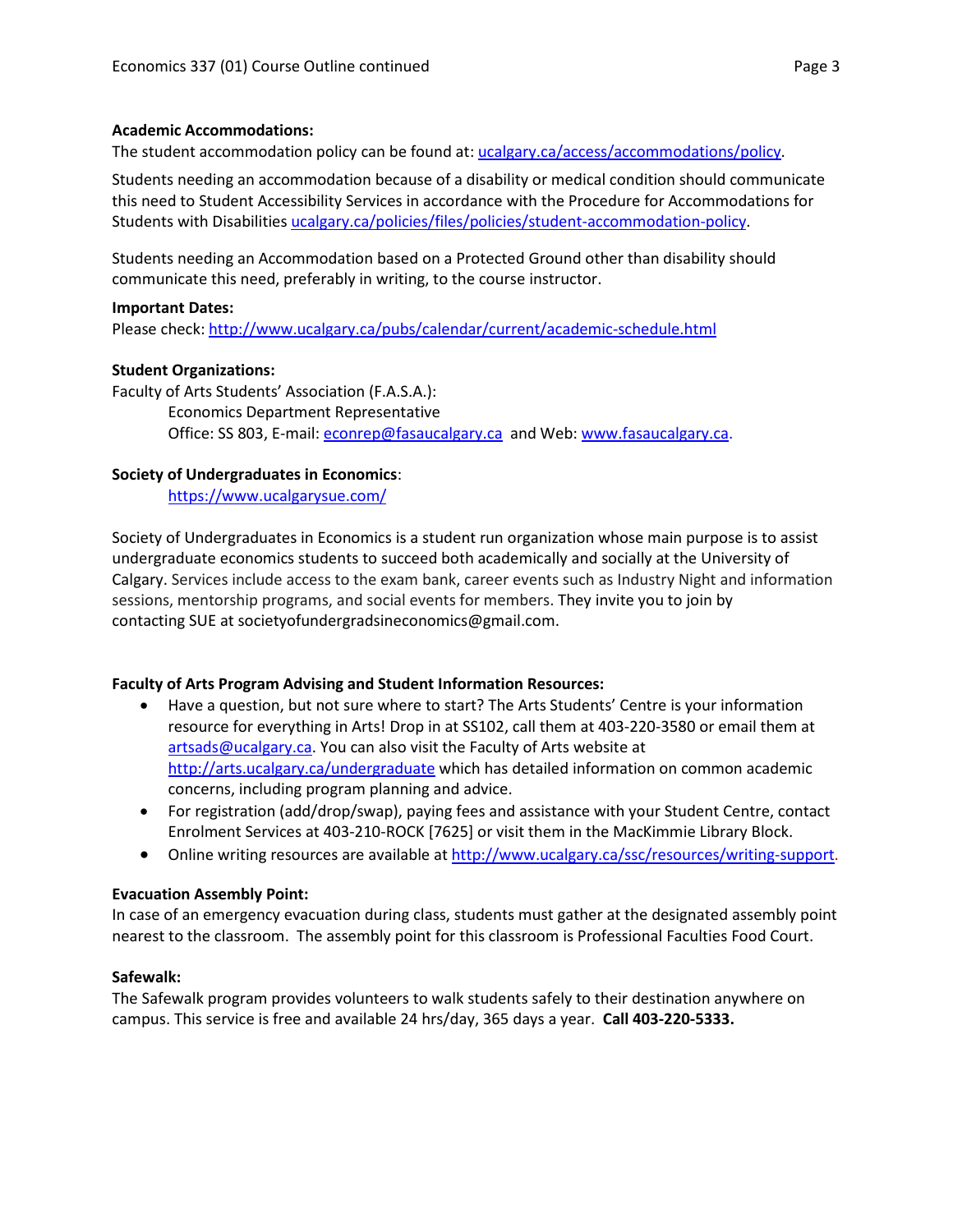**Academic Accommodations:**

The student accommodation policy can be found at: ucalgary.ca/access/accommodations/policy.

Students needing an accommodation because of a disability or medical condition should communicate this need to Student Accessibility Services in accordance with the Procedure for Accommodations for Students with Disabilities ucalgary.ca/policies/files/policies/student-accommodation-policy.

Students needing an Accommodation based on a Protected Ground other than disability should communicate this need, preferably in writing, to the course instructor.

**Important Dates:**

Please check: http://www.ucalgary.ca/pubs/calendar/current/academic-schedule.html

**Student Organizations:**

Faculty of Arts Students' Association (F.A.S.A.):

Economics Department Representative
Office: SS 803, E-mail: econrep@fasaucalgary.ca and Web: www.fasaucalgary.ca.

**Society of Undergraduates in Economics**:

https://www.ucalgarysue.com/

Society of Undergraduates in Economics is a student run organization whose main purpose is to assist undergraduate economics students to succeed both academically and socially at the University of Calgary. Services include access to the exam bank, career events such as Industry Night and information sessions, mentorship programs, and social events for members. They invite you to join by contacting SUE at societyofundergradsineconomics@gmail.com.

**Faculty of Arts Program Advising and Student Information Resources:**

- Have a question, but not sure where to start? The Arts Students' Centre is your information resource for everything in Arts! Drop in at SS102, call them at 403-220-3580 or email them at artsads@ucalgary.ca. You can also visit the Faculty of Arts website at http://arts.ucalgary.ca/undergraduate which has detailed information on common academic concerns, including program planning and advice.
- For registration (add/drop/swap), paying fees and assistance with your Student Centre, contact Enrolment Services at 403-210-ROCK [7625] or visit them in the MacKimmie Library Block.
- Online writing resources are available at http://www.ucalgary.ca/ssc/resources/writing-support.

**Evacuation Assembly Point:**

In case of an emergency evacuation during class, students must gather at the designated assembly point nearest to the classroom. The assembly point for this classroom is Professional Faculties Food Court.

**Safewalk:**

The Safewalk program provides volunteers to walk students safely to their destination anywhere on campus. This service is free and available 24 hrs/day, 365 days a year. **Call 403-220-5333.**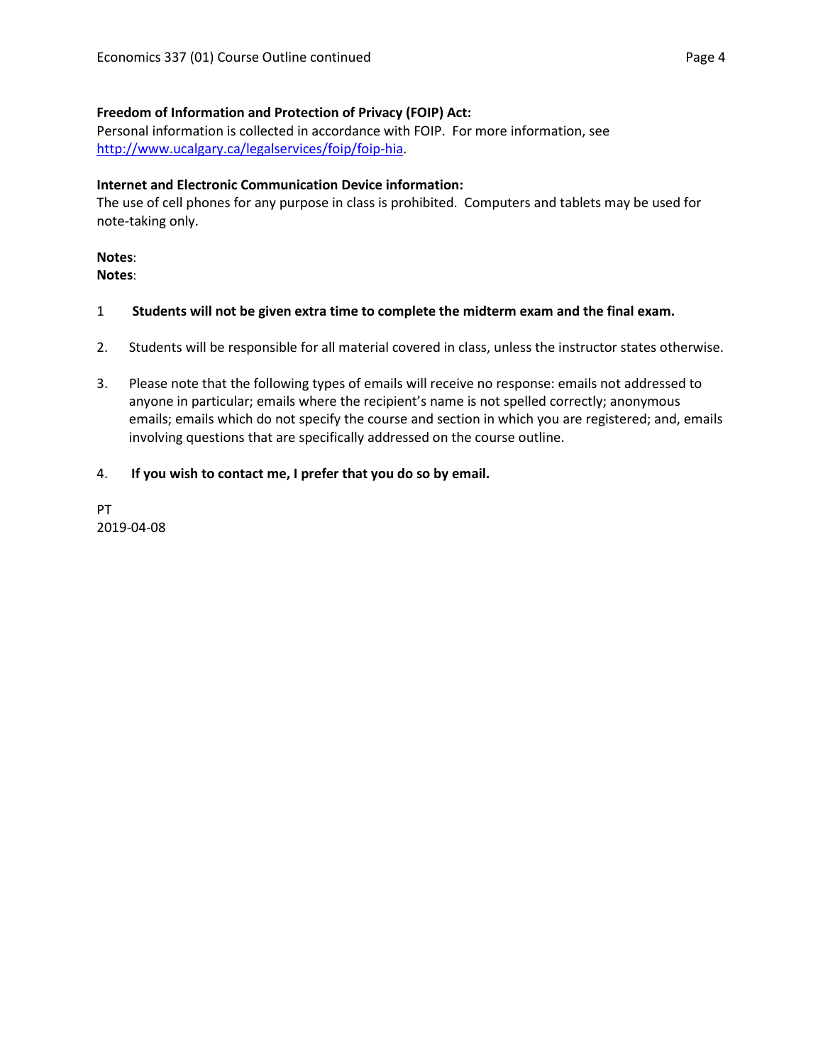**Freedom of Information and Protection of Privacy (FOIP) Act:**
Personal information is collected in accordance with FOIP. For more information, see http://www.ucalgary.ca/legalservices/foip/foip-hia.

**Internet and Electronic Communication Device information:**
The use of cell phones for any purpose in class is prohibited. Computers and tablets may be used for note-taking only.

**Notes**:
**Notes**:

1 **Students will not be given extra time to complete the midterm exam and the final exam.**

2. Students will be responsible for all material covered in class, unless the instructor states otherwise.

3. Please note that the following types of emails will receive no response: emails not addressed to anyone in particular; emails where the recipient's name is not spelled correctly; anonymous emails; emails which do not specify the course and section in which you are registered; and, emails involving questions that are specifically addressed on the course outline.

4. **If you wish to contact me, I prefer that you do so by email.**

PT
2019-04-08